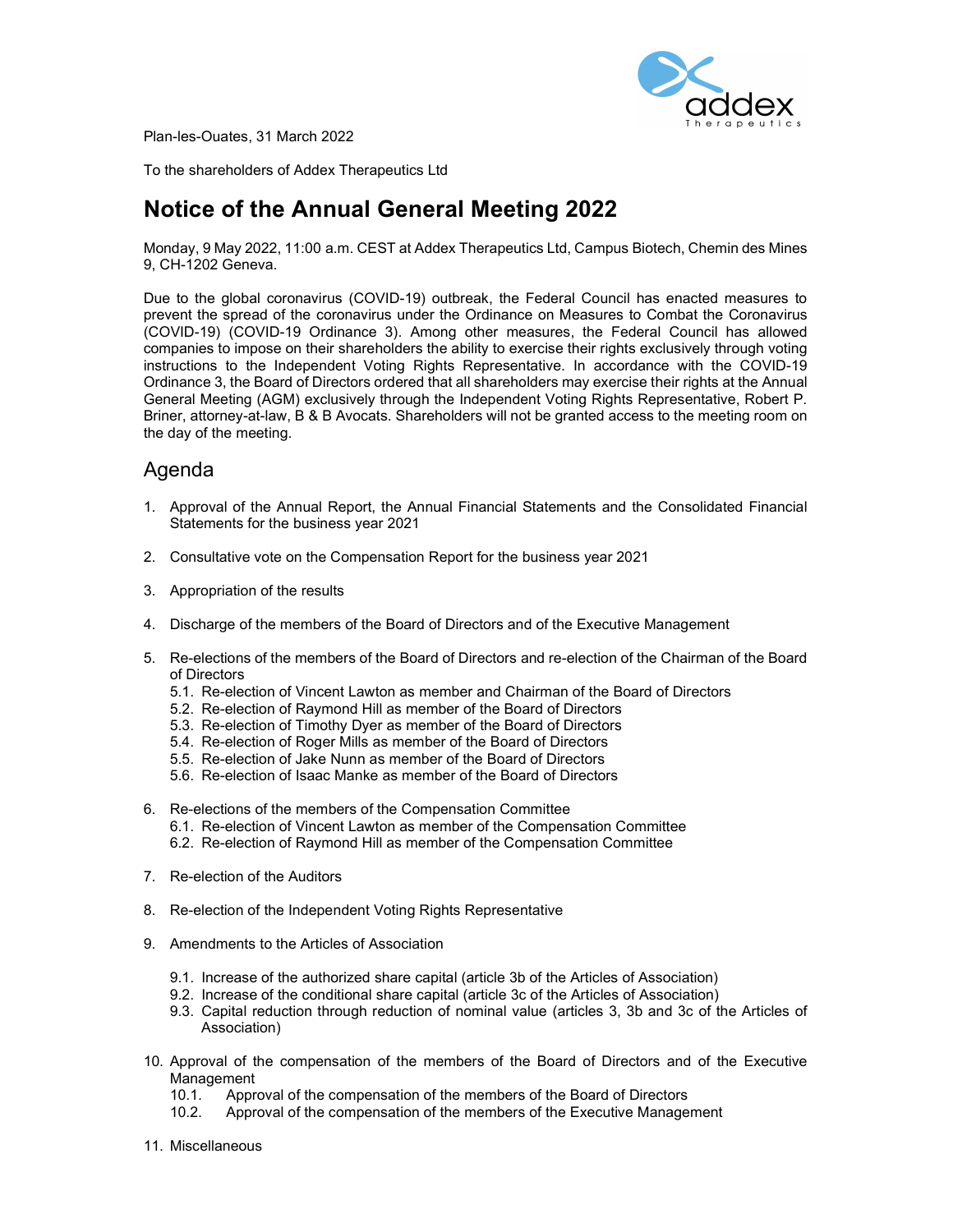Plan-les-Ouates, 31 March 2022

To the shareholders of Addex Therapeutics Ltd

# Notice of the Annual General Meeting 2022

Monday, 9 May 2022, 11:00 a.m. CEST at Addex Therapeutics Ltd, Campus Biotech, Chemin des Mines 9, CH-1202 Geneva.

Due to the global coronavirus (COVID-19) outbreak, the Federal Council has enacted measures to prevent the spread of the coronavirus under the Ordinance on Measures to Combat the Coronavirus (COVID-19) (COVID-19 Ordinance 3). Among other measures, the Federal Council has allowed companies to impose on their shareholders the ability to exercise their rights exclusively through voting instructions to the Independent Voting Rights Representative. In accordance with the COVID-19 Ordinance 3, the Board of Directors ordered that all shareholders may exercise their rights at the Annual General Meeting (AGM) exclusively through the Independent Voting Rights Representative, Robert P. Briner, attorney-at-law, B & B Avocats. Shareholders will not be granted access to the meeting room on the day of the meeting.

## Agenda

1. Approval of the Annual Report, the Annual Financial Statements and the Consolidated Financial Statements for the business year 2021

2. Consultative vote on the Compensation Report for the business year 2021

3. Appropriation of the results

4. Discharge of the members of the Board of Directors and of the Executive Management

5. Re-elections of the members of the Board of Directors and re-election of the Chairman of the Board of Directors
   - 5.1. Re-election of Vincent Lawton as member and Chairman of the Board of Directors
   - 5.2. Re-election of Raymond Hill as member of the Board of Directors
   - 5.3. Re-election of Timothy Dyer as member of the Board of Directors
   - 5.4. Re-election of Roger Mills as member of the Board of Directors
   - 5.5. Re-election of Jake Nunn as member of the Board of Directors
   - 5.6. Re-election of Isaac Manke as member of the Board of Directors

6. Re-elections of the members of the Compensation Committee
   - 6.1. Re-election of Vincent Lawton as member of the Compensation Committee
   - 6.2. Re-election of Raymond Hill as member of the Compensation Committee

7. Re-election of the Auditors

8. Re-election of the Independent Voting Rights Representative

9. Amendments to the Articles of Association
   - 9.1. Increase of the authorized share capital (article 3b of the Articles of Association)
   - 9.2. Increase of the conditional share capital (article 3c of the Articles of Association)
   - 9.3. Capital reduction through reduction of nominal value (articles 3, 3b and 3c of the Articles of Association)

10. Approval of the compensation of the members of the Board of Directors and of the Executive Management
    - 10.1. Approval of the compensation of the members of the Board of Directors
    - 10.2. Approval of the compensation of the members of the Executive Management

11. Miscellaneous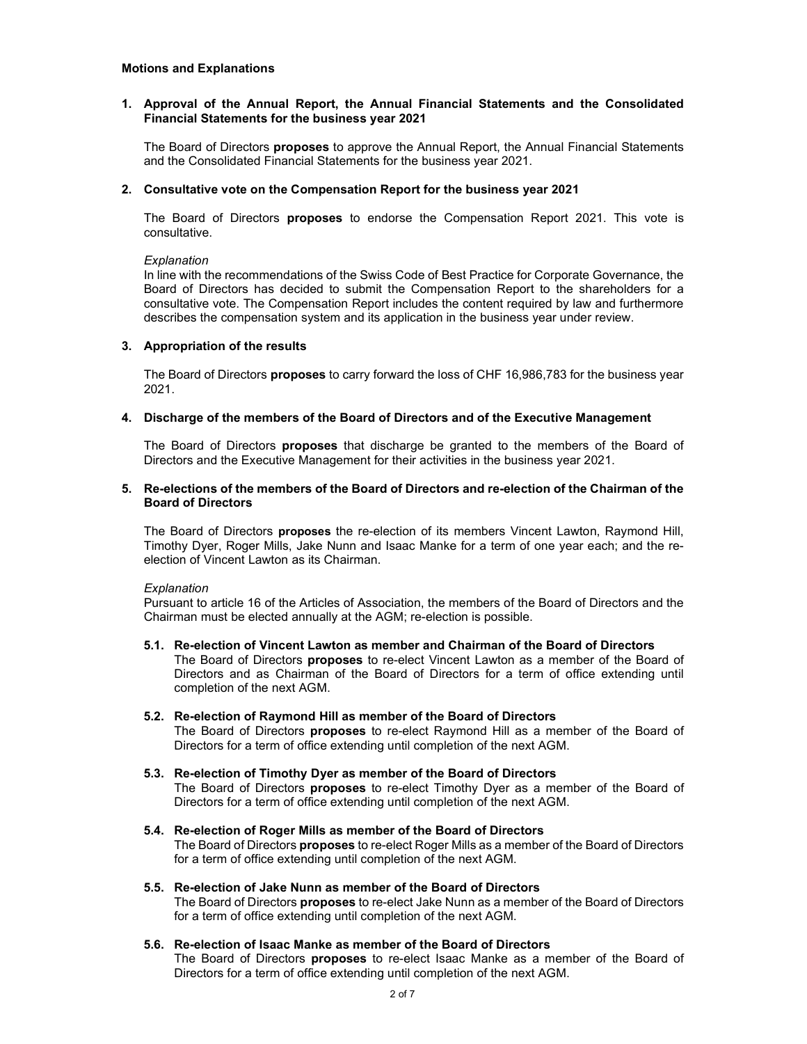**Motions and Explanations**

**1. Approval of the Annual Report, the Annual Financial Statements and the Consolidated Financial Statements for the business year 2021**

The Board of Directors **proposes** to approve the Annual Report, the Annual Financial Statements and the Consolidated Financial Statements for the business year 2021.

**2. Consultative vote on the Compensation Report for the business year 2021**

The Board of Directors **proposes** to endorse the Compensation Report 2021. This vote is consultative.

*Explanation*

In line with the recommendations of the Swiss Code of Best Practice for Corporate Governance, the Board of Directors has decided to submit the Compensation Report to the shareholders for a consultative vote. The Compensation Report includes the content required by law and furthermore describes the compensation system and its application in the business year under review.

**3. Appropriation of the results**

The Board of Directors **proposes** to carry forward the loss of CHF 16,986,783 for the business year 2021.

**4. Discharge of the members of the Board of Directors and of the Executive Management**

The Board of Directors **proposes** that discharge be granted to the members of the Board of Directors and the Executive Management for their activities in the business year 2021.

**5. Re-elections of the members of the Board of Directors and re-election of the Chairman of the Board of Directors**

The Board of Directors **proposes** the re-election of its members Vincent Lawton, Raymond Hill, Timothy Dyer, Roger Mills, Jake Nunn and Isaac Manke for a term of one year each; and the re-election of Vincent Lawton as its Chairman.

*Explanation*

Pursuant to article 16 of the Articles of Association, the members of the Board of Directors and the Chairman must be elected annually at the AGM; re-election is possible.

**5.1. Re-election of Vincent Lawton as member and Chairman of the Board of Directors**

The Board of Directors **proposes** to re-elect Vincent Lawton as a member of the Board of Directors and as Chairman of the Board of Directors for a term of office extending until completion of the next AGM.

**5.2. Re-election of Raymond Hill as member of the Board of Directors**

The Board of Directors **proposes** to re-elect Raymond Hill as a member of the Board of Directors for a term of office extending until completion of the next AGM.

**5.3. Re-election of Timothy Dyer as member of the Board of Directors**

The Board of Directors **proposes** to re-elect Timothy Dyer as a member of the Board of Directors for a term of office extending until completion of the next AGM.

**5.4. Re-election of Roger Mills as member of the Board of Directors**

The Board of Directors **proposes** to re-elect Roger Mills as a member of the Board of Directors for a term of office extending until completion of the next AGM.

**5.5. Re-election of Jake Nunn as member of the Board of Directors**

The Board of Directors **proposes** to re-elect Jake Nunn as a member of the Board of Directors for a term of office extending until completion of the next AGM.

**5.6. Re-election of Isaac Manke as member of the Board of Directors**

The Board of Directors **proposes** to re-elect Isaac Manke as a member of the Board of Directors for a term of office extending until completion of the next AGM.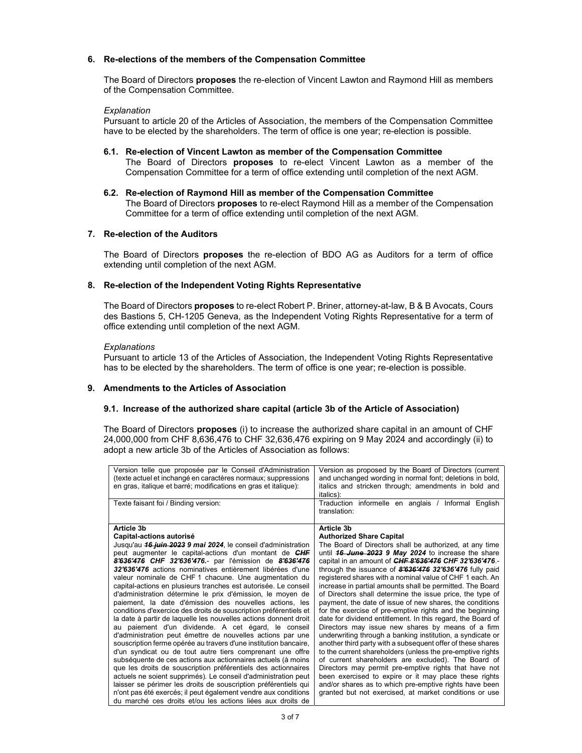## 6. Re-elections of the members of the Compensation Committee

The Board of Directors **proposes** the re-election of Vincent Lawton and Raymond Hill as members of the Compensation Committee.

*Explanation*

Pursuant to article 20 of the Articles of Association, the members of the Compensation Committee have to be elected by the shareholders. The term of office is one year; re-election is possible.

### 6.1. Re-election of Vincent Lawton as member of the Compensation Committee

The Board of Directors **proposes** to re-elect Vincent Lawton as a member of the Compensation Committee for a term of office extending until completion of the next AGM.

### 6.2. Re-election of Raymond Hill as member of the Compensation Committee

The Board of Directors **proposes** to re-elect Raymond Hill as a member of the Compensation Committee for a term of office extending until completion of the next AGM.

## 7. Re-election of the Auditors

The Board of Directors **proposes** the re-election of BDO AG as Auditors for a term of office extending until completion of the next AGM.

## 8. Re-election of the Independent Voting Rights Representative

The Board of Directors **proposes** to re-elect Robert P. Briner, attorney-at-law, B & B Avocats, Cours des Bastions 5, CH-1205 Geneva, as the Independent Voting Rights Representative for a term of office extending until completion of the next AGM.

*Explanations*

Pursuant to article 13 of the Articles of Association, the Independent Voting Rights Representative has to be elected by the shareholders. The term of office is one year; re-election is possible.

## 9. Amendments to the Articles of Association

### 9.1. Increase of the authorized share capital (article 3b of the Article of Association)

The Board of Directors **proposes** (i) to increase the authorized share capital in an amount of CHF 24,000,000 from CHF 8,636,476 to CHF 32,636,476 expiring on 9 May 2024 and accordingly (ii) to adopt a new article 3b of the Articles of Association as follows:

| Version telle que proposée par le Conseil d'Administration (texte actuel et inchangé en caractères normaux; suppressions en gras, italique et barré; modifications en gras et italique): | Version as proposed by the Board of Directors (current and unchanged wording in normal font; deletions in bold, italics and stricken through; amendments in bold and italics): |
|---|---|
| Texte faisant foi / Binding version: | Traduction informelle en anglais / Informal English translation: |
| **Article 3b**<br>**Capital-actions autorisé**<br>Jusqu'au ***~~16 juin 2023~~ 9 mai 2024***, le conseil d'administration peut augmenter le capital-actions d'un montant de ***~~CHF 8'636'476~~ CHF 32'636'476***.- par l'émission de ***~~8'636'476~~ 32'636'476*** actions nominatives entièrement libérées d'une valeur nominale de CHF 1 chacune. Une augmentation du capital-actions en plusieurs tranches est autorisée. Le conseil d'administration détermine le prix d'émission, le moyen de paiement, la date d'émission des nouvelles actions, les conditions d'exercice des droits de souscription préférentiels et la date à partir de laquelle les nouvelles actions donnent droit au paiement d'un dividende. A cet égard, le conseil d'administration peut émettre de nouvelles actions par une souscription ferme opérée au travers d'une institution bancaire, d'un syndicat ou de tout autre tiers comprenant une offre subséquente de ces actions aux actionnaires actuels (à moins que les droits de souscription préférentiels des actionnaires actuels ne soient supprimés). Le conseil d'administration peut laisser se périmer les droits de souscription préférentiels qui n'ont pas été exercés; il peut également vendre aux conditions du marché ces droits et/ou les actions liées aux droits de | **Article 3b**<br>**Authorized Share Capital**<br>The Board of Directors shall be authorized, at any time until ***~~16 June 2023~~ 9 May 2024*** to increase the share capital in an amount of ***~~CHF 8'636'476~~ CHF 32'636'476***.- through the issuance of ***~~8'636'476~~ 32'636'476*** fully paid registered shares with a nominal value of CHF 1 each. An increase in partial amounts shall be permitted. The Board of Directors shall determine the issue price, the type of payment, the date of issue of new shares, the conditions for the exercise of pre-emptive rights and the beginning date for dividend entitlement. In this regard, the Board of Directors may issue new shares by means of a firm underwriting through a banking institution, a syndicate or another third party with a subsequent offer of these shares to the current shareholders (unless the pre-emptive rights of current shareholders are excluded). The Board of Directors may permit pre-emptive rights that have not been exercised to expire or it may place these rights and/or shares as to which pre-emptive rights have been granted but not exercised, at market conditions or use |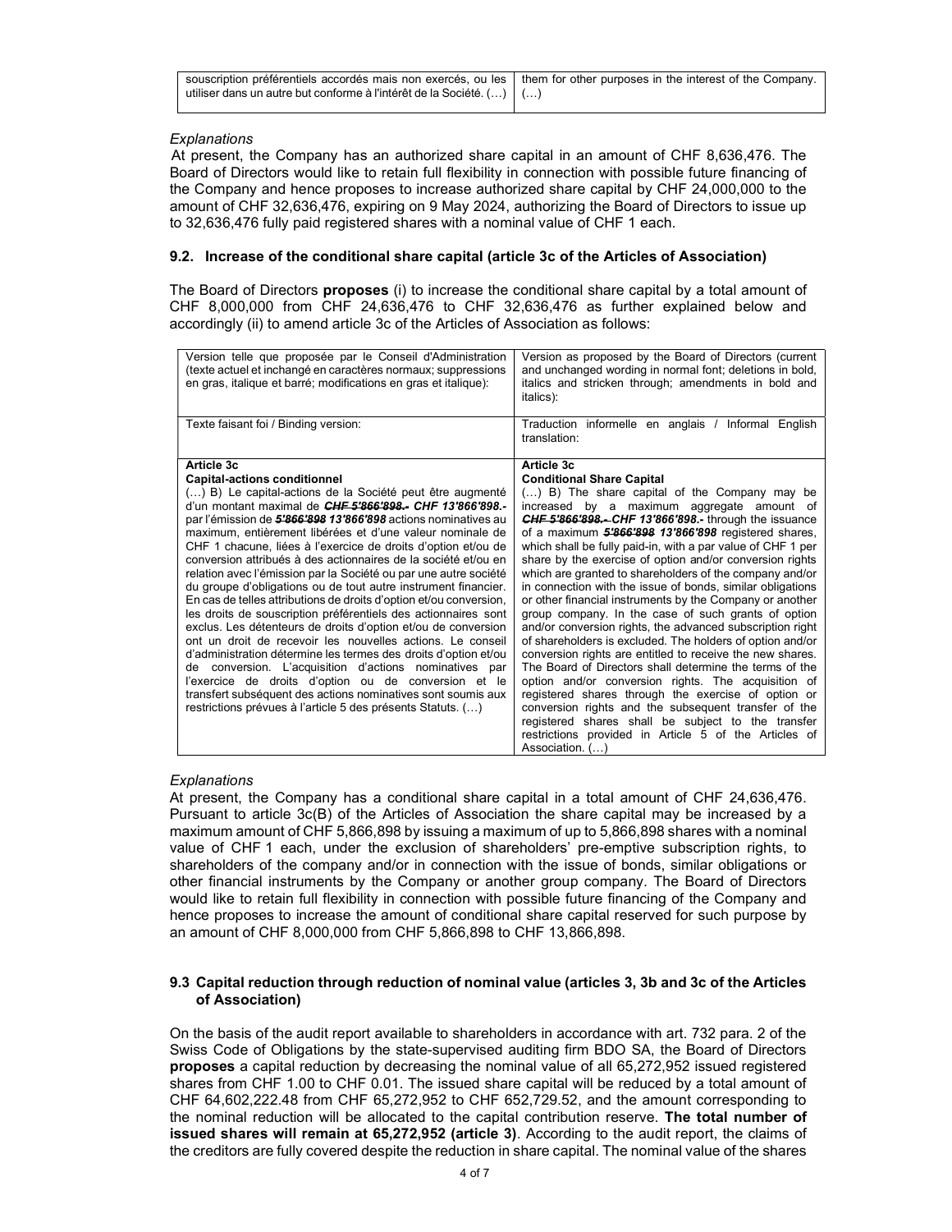| souscription préférentiels accordés mais non exercés, ou les utiliser dans un autre but conforme à l'intérêt de la Société. (…) | them for other purposes in the interest of the Company. (…) |
|---|---|

*Explanations*

At present, the Company has an authorized share capital in an amount of CHF 8,636,476. The Board of Directors would like to retain full flexibility in connection with possible future financing of the Company and hence proposes to increase authorized share capital by CHF 24,000,000 to the amount of CHF 32,636,476, expiring on 9 May 2024, authorizing the Board of Directors to issue up to 32,636,476 fully paid registered shares with a nominal value of CHF 1 each.

### 9.2. Increase of the conditional share capital (article 3c of the Articles of Association)

The Board of Directors **proposes** (i) to increase the conditional share capital by a total amount of CHF 8,000,000 from CHF 24,636,476 to CHF 32,636,476 as further explained below and accordingly (ii) to amend article 3c of the Articles of Association as follows:

| Version telle que proposée par le Conseil d'Administration (texte actuel et inchangé en caractères normaux; suppressions en gras, italique et barré; modifications en gras et italique): | Version as proposed by the Board of Directors (current and unchanged wording in normal font; deletions in bold, italics and stricken through; amendments in bold and italics): |
|---|---|
| Texte faisant foi / Binding version: | Traduction informelle en anglais / Informal English translation: |
| **Article 3c**<br>**Capital-actions conditionnel**<br>(…) B) Le capital-actions de la Société peut être augmenté d'un montant maximal de ***~~CHF 5'866'898.-~~ CHF 13'866'898.-*** par l'émission de ***~~5'866'898~~ 13'866'898*** actions nominatives au maximum, entièrement libérées et d'une valeur nominale de CHF 1 chacune, liées à l'exercice de droits d'option et/ou de conversion attribués à des actionnaires de la société et/ou en relation avec l'émission par la Société ou par une autre société du groupe d'obligations ou de tout autre instrument financier. En cas de telles attributions de droits d'option et/ou conversion, les droits de souscription préférentiels des actionnaires sont exclus. Les détenteurs de droits d'option et/ou de conversion ont un droit de recevoir les nouvelles actions. Le conseil d'administration détermine les termes des droits d'option et/ou de conversion. L'acquisition d'actions nominatives par l'exercice de droits d'option ou de conversion et le transfert subséquent des actions nominatives sont soumis aux restrictions prévues à l'article 5 des présents Statuts. (…) | **Article 3c**<br>**Conditional Share Capital**<br>(…) B) The share capital of the Company may be increased by a maximum aggregate amount of ***~~CHF 5'866'898.-~~ CHF 13'866'898.-*** through the issuance of a maximum ***~~5'866'898~~ 13'866'898*** registered shares, which shall be fully paid-in, with a par value of CHF 1 per share by the exercise of option and/or conversion rights which are granted to shareholders of the company and/or in connection with the issue of bonds, similar obligations or other financial instruments by the Company or another group company. In the case of such grants of option and/or conversion rights, the advanced subscription right of shareholders is excluded. The holders of option and/or conversion rights are entitled to receive the new shares. The Board of Directors shall determine the terms of the option and/or conversion rights. The acquisition of registered shares through the exercise of option or conversion rights and the subsequent transfer of the registered shares shall be subject to the transfer restrictions provided in Article 5 of the Articles of Association. (…) |

*Explanations*

At present, the Company has a conditional share capital in a total amount of CHF 24,636,476. Pursuant to article 3c(B) of the Articles of Association the share capital may be increased by a maximum amount of CHF 5,866,898 by issuing a maximum of up to 5,866,898 shares with a nominal value of CHF 1 each, under the exclusion of shareholders' pre-emptive subscription rights, to shareholders of the company and/or in connection with the issue of bonds, similar obligations or other financial instruments by the Company or another group company. The Board of Directors would like to retain full flexibility in connection with possible future financing of the Company and hence proposes to increase the amount of conditional share capital reserved for such purpose by an amount of CHF 8,000,000 from CHF 5,866,898 to CHF 13,866,898.

### 9.3 Capital reduction through reduction of nominal value (articles 3, 3b and 3c of the Articles of Association)

On the basis of the audit report available to shareholders in accordance with art. 732 para. 2 of the Swiss Code of Obligations by the state-supervised auditing firm BDO SA, the Board of Directors **proposes** a capital reduction by decreasing the nominal value of all 65,272,952 issued registered shares from CHF 1.00 to CHF 0.01. The issued share capital will be reduced by a total amount of CHF 64,602,222.48 from CHF 65,272,952 to CHF 652,729.52, and the amount corresponding to the nominal reduction will be allocated to the capital contribution reserve. **The total number of issued shares will remain at 65,272,952 (article 3)**. According to the audit report, the claims of the creditors are fully covered despite the reduction in share capital. The nominal value of the shares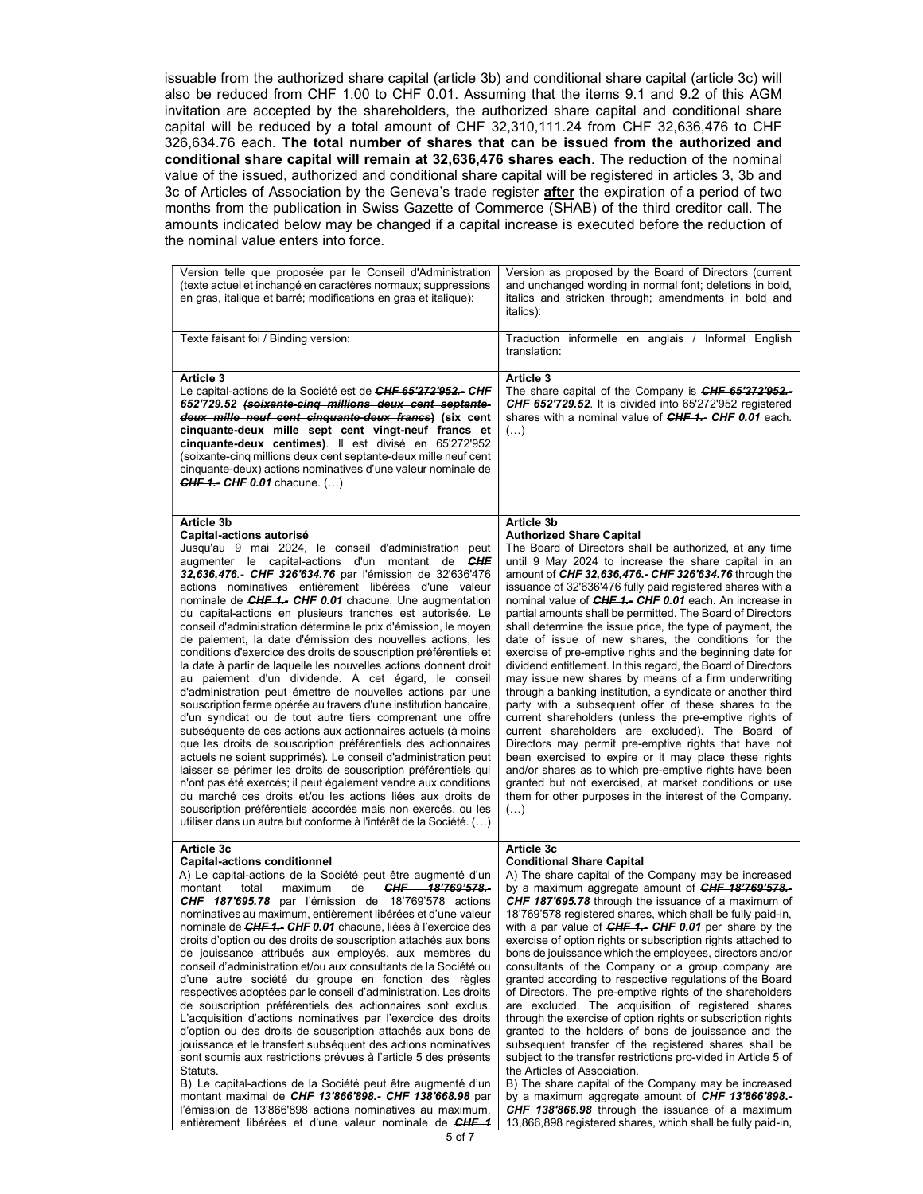issuable from the authorized share capital (article 3b) and conditional share capital (article 3c) will also be reduced from CHF 1.00 to CHF 0.01. Assuming that the items 9.1 and 9.2 of this AGM invitation are accepted by the shareholders, the authorized share capital and conditional share capital will be reduced by a total amount of CHF 32,310,111.24 from CHF 32,636,476 to CHF 326,634.76 each. **The total number of shares that can be issued from the authorized and conditional share capital will remain at 32,636,476 shares each**. The reduction of the nominal value of the issued, authorized and conditional share capital will be registered in articles 3, 3b and 3c of Articles of Association by the Geneva's trade register **after** the expiration of a period of two months from the publication in Swiss Gazette of Commerce (SHAB) of the third creditor call. The amounts indicated below may be changed if a capital increase is executed before the reduction of the nominal value enters into force.

| Version telle que proposée par le Conseil d'Administration (texte actuel et inchangé en caractères normaux; suppressions en gras, italique et barré; modifications en gras et italique): | Version as proposed by the Board of Directors (current and unchanged wording in normal font; deletions in bold, italics and stricken through; amendments in bold and italics): |
|---|---|
| Texte faisant foi / Binding version: | Traduction informelle en anglais / Informal English translation: |
| **Article 3**<br>Le capital-actions de la Société est de ***~~CHF 65'272'952.-~~ CHF 652'729.52*** ***~~(soixante-cinq millions deux cent septante-deux mille neuf cent cinquante-deux francs)~~*** **(six cent cinquante-deux mille sept cent vingt-neuf francs et cinquante-deux centimes)**. Il est divisé en 65'272'952 (soixante-cinq millions deux cent septante-deux mille neuf cent cinquante-deux) actions nominatives d'une valeur nominale de ***~~CHF 1.-~~ CHF 0.01*** chacune. (…) | **Article 3**<br>The share capital of the Company is ***~~CHF 65'272'952.-~~ CHF 652'729.52***. It is divided into 65'272'952 registered shares with a nominal value of ***~~CHF 1.-~~ CHF 0.01*** each. (…) |
| **Article 3b**<br>**Capital-actions autorisé**<br>Jusqu'au 9 mai 2024, le conseil d'administration peut augmenter le capital-actions d'un montant de ***~~CHF 32,636,476.-~~ CHF 326'634.76*** par l'émission de 32'636'476 actions nominatives entièrement libérées d'une valeur nominale de ***~~CHF 1.-~~ CHF 0.01*** chacune. Une augmentation du capital-actions en plusieurs tranches est autorisée. Le conseil d'administration détermine le prix d'émission, le moyen de paiement, la date d'émission des nouvelles actions, les conditions d'exercice des droits de souscription préférentiels et la date à partir de laquelle les nouvelles actions donnent droit au paiement d'un dividende. A cet égard, le conseil d'administration peut émettre de nouvelles actions par une souscription ferme opérée au travers d'une institution bancaire, d'un syndicat ou de tout autre tiers comprenant une offre subséquente de ces actions aux actionnaires actuels (à moins que les droits de souscription préférentiels des actionnaires actuels ne soient supprimés). Le conseil d'administration peut laisser se périmer les droits de souscription préférentiels qui n'ont pas été exercés; il peut également vendre aux conditions du marché ces droits et/ou les actions liées aux droits de souscription préférentiels accordés mais non exercés, ou les utiliser dans un autre but conforme à l'intérêt de la Société. (…) | **Article 3b**<br>**Authorized Share Capital**<br>The Board of Directors shall be authorized, at any time until 9 May 2024 to increase the share capital in an amount of ***~~CHF 32,636,476.-~~ CHF 326'634.76*** through the issuance of 32'636'476 fully paid registered shares with a nominal value of ***~~CHF 1.-~~ CHF 0.01*** each. An increase in partial amounts shall be permitted. The Board of Directors shall determine the issue price, the type of payment, the date of issue of new shares, the conditions for the exercise of pre-emptive rights and the beginning date for dividend entitlement. In this regard, the Board of Directors may issue new shares by means of a firm underwriting through a banking institution, a syndicate or another third party with a subsequent offer of these shares to the current shareholders (unless the pre-emptive rights of current shareholders are excluded). The Board of Directors may permit pre-emptive rights that have not been exercised to expire or it may place these rights and/or shares as to which pre-emptive rights have been granted but not exercised, at market conditions or use them for other purposes in the interest of the Company. (…) |
| **Article 3c**<br>**Capital-actions conditionnel**<br>A) Le capital-actions de la Société peut être augmenté d'un montant total maximum de ***~~CHF 18'769'578.-~~ CHF 187'695.78*** par l'émission de 18'769'578 actions nominatives au maximum, entièrement libérées et d'une valeur nominale de ***~~CHF 1.-~~ CHF 0.01*** chacune, liées à l'exercice des droits d'option ou des droits de souscription attachés aux bons de jouissance attribués aux employés, aux membres du conseil d'administration et/ou aux consultants de la Société ou d'une autre société du groupe en fonction des règles respectives adoptées par le conseil d'administration. Les droits de souscription préférentiels des actionnaires sont exclus. L'acquisition d'actions nominatives par l'exercice des droits d'option ou des droits de souscription attachés aux bons de jouissance et le transfert subséquent des actions nominatives sont soumis aux restrictions prévues à l'article 5 des présents Statuts.<br>B) Le capital-actions de la Société peut être augmenté d'un montant maximal de ***~~CHF 13'866'898.-~~ CHF 138'668.98*** par l'émission de 13'866'898 actions nominatives au maximum, entièrement libérées et d'une valeur nominale de ***~~CHF 1~~*** | **Article 3c**<br>**Conditional Share Capital**<br>A) The share capital of the Company may be increased by a maximum aggregate amount of ***~~CHF 18'769'578.-~~ CHF 187'695.78*** through the issuance of a maximum of 18'769'578 registered shares, which shall be fully paid-in, with a par value of ***~~CHF 1.-~~ CHF 0.01*** per share by the exercise of option rights or subscription rights attached to bons de jouissance which the employees, directors and/or consultants of the Company or a group company are granted according to respective regulations of the Board of Directors. The pre-emptive rights of the shareholders are excluded. The acquisition of registered shares through the exercise of option rights or subscription rights granted to the holders of bons de jouissance and the subsequent transfer of the registered shares shall be subject to the transfer restrictions pro-vided in Article 5 of the Articles of Association.<br>B) The share capital of the Company may be increased by a maximum aggregate amount of ***~~CHF 13'866'898.-~~ CHF 138'866.98*** through the issuance of a maximum 13,866,898 registered shares, which shall be fully paid-in, |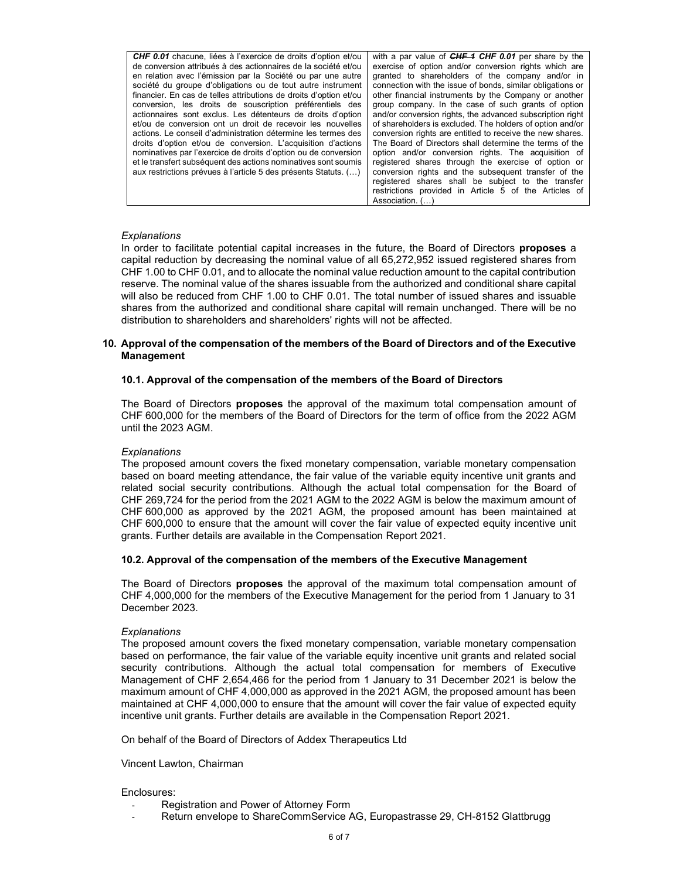| ***CHF 0.01*** chacune, liées à l'exercice de droits d'option et/ou de conversion attribués à des actionnaires de la société et/ou en relation avec l'émission par la Société ou par une autre société du groupe d'obligations ou de tout autre instrument financier. En cas de telles attributions de droits d'option et/ou conversion, les droits de souscription préférentiels des actionnaires sont exclus. Les détenteurs de droits d'option et/ou de conversion ont un droit de recevoir les nouvelles actions. Le conseil d'administration détermine les termes des droits d'option et/ou de conversion. L'acquisition d'actions nominatives par l'exercice de droits d'option ou de conversion et le transfert subséquent des actions nominatives sont soumis aux restrictions prévues à l'article 5 des présents Statuts. (…) | with a par value of ~~***CHF 1***~~ ***CHF 0.01*** per share by the exercise of option and/or conversion rights which are granted to shareholders of the company and/or in connection with the issue of bonds, similar obligations or other financial instruments by the Company or another group company. In the case of such grants of option and/or conversion rights, the advanced subscription right of shareholders is excluded. The holders of option and/or conversion rights are entitled to receive the new shares. The Board of Directors shall determine the terms of the option and/or conversion rights. The acquisition of registered shares through the exercise of option or conversion rights and the subsequent transfer of the registered shares shall be subject to the transfer restrictions provided in Article 5 of the Articles of Association. (…) |
|---|---|

*Explanations*

In order to facilitate potential capital increases in the future, the Board of Directors **proposes** a capital reduction by decreasing the nominal value of all 65,272,952 issued registered shares from CHF 1.00 to CHF 0.01, and to allocate the nominal value reduction amount to the capital contribution reserve. The nominal value of the shares issuable from the authorized and conditional share capital will also be reduced from CHF 1.00 to CHF 0.01. The total number of issued shares and issuable shares from the authorized and conditional share capital will remain unchanged. There will be no distribution to shareholders and shareholders' rights will not be affected.

## 10. Approval of the compensation of the members of the Board of Directors and of the Executive Management

### 10.1. Approval of the compensation of the members of the Board of Directors

The Board of Directors **proposes** the approval of the maximum total compensation amount of CHF 600,000 for the members of the Board of Directors for the term of office from the 2022 AGM until the 2023 AGM.

*Explanations*

The proposed amount covers the fixed monetary compensation, variable monetary compensation based on board meeting attendance, the fair value of the variable equity incentive unit grants and related social security contributions. Although the actual total compensation for the Board of CHF 269,724 for the period from the 2021 AGM to the 2022 AGM is below the maximum amount of CHF 600,000 as approved by the 2021 AGM, the proposed amount has been maintained at CHF 600,000 to ensure that the amount will cover the fair value of expected equity incentive unit grants. Further details are available in the Compensation Report 2021.

### 10.2. Approval of the compensation of the members of the Executive Management

The Board of Directors **proposes** the approval of the maximum total compensation amount of CHF 4,000,000 for the members of the Executive Management for the period from 1 January to 31 December 2023.

*Explanations*

The proposed amount covers the fixed monetary compensation, variable monetary compensation based on performance, the fair value of the variable equity incentive unit grants and related social security contributions. Although the actual total compensation for members of Executive Management of CHF 2,654,466 for the period from 1 January to 31 December 2021 is below the maximum amount of CHF 4,000,000 as approved in the 2021 AGM, the proposed amount has been maintained at CHF 4,000,000 to ensure that the amount will cover the fair value of expected equity incentive unit grants. Further details are available in the Compensation Report 2021.

On behalf of the Board of Directors of Addex Therapeutics Ltd

Vincent Lawton, Chairman

Enclosures:

- Registration and Power of Attorney Form
- Return envelope to ShareCommService AG, Europastrasse 29, CH-8152 Glattbrugg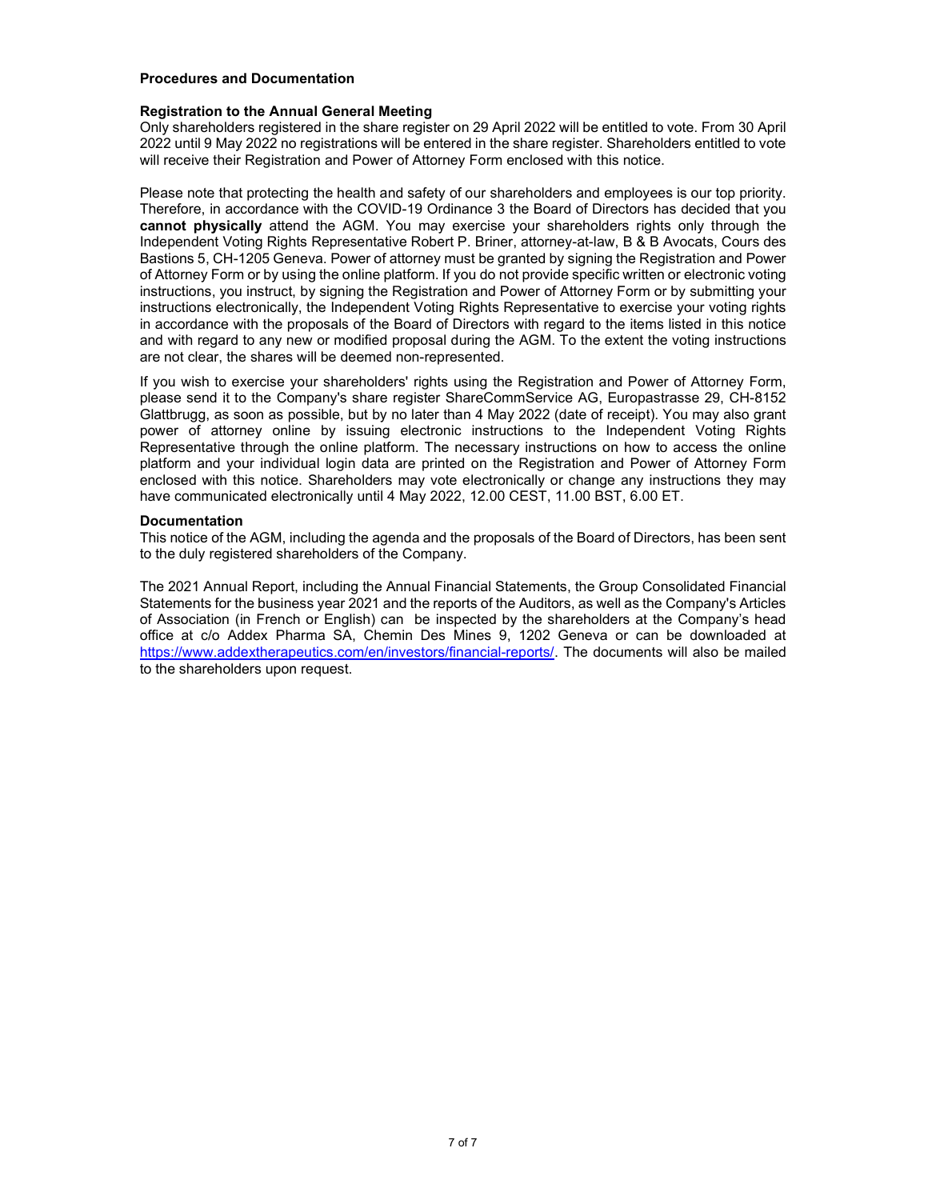## Procedures and Documentation

### Registration to the Annual General Meeting

Only shareholders registered in the share register on 29 April 2022 will be entitled to vote. From 30 April 2022 until 9 May 2022 no registrations will be entered in the share register. Shareholders entitled to vote will receive their Registration and Power of Attorney Form enclosed with this notice.

Please note that protecting the health and safety of our shareholders and employees is our top priority. Therefore, in accordance with the COVID-19 Ordinance 3 the Board of Directors has decided that you **cannot physically** attend the AGM. You may exercise your shareholders rights only through the Independent Voting Rights Representative Robert P. Briner, attorney-at-law, B & B Avocats, Cours des Bastions 5, CH-1205 Geneva. Power of attorney must be granted by signing the Registration and Power of Attorney Form or by using the online platform. If you do not provide specific written or electronic voting instructions, you instruct, by signing the Registration and Power of Attorney Form or by submitting your instructions electronically, the Independent Voting Rights Representative to exercise your voting rights in accordance with the proposals of the Board of Directors with regard to the items listed in this notice and with regard to any new or modified proposal during the AGM. To the extent the voting instructions are not clear, the shares will be deemed non-represented.

If you wish to exercise your shareholders' rights using the Registration and Power of Attorney Form, please send it to the Company's share register ShareCommService AG, Europastrasse 29, CH-8152 Glattbrugg, as soon as possible, but by no later than 4 May 2022 (date of receipt). You may also grant power of attorney online by issuing electronic instructions to the Independent Voting Rights Representative through the online platform. The necessary instructions on how to access the online platform and your individual login data are printed on the Registration and Power of Attorney Form enclosed with this notice. Shareholders may vote electronically or change any instructions they may have communicated electronically until 4 May 2022, 12.00 CEST, 11.00 BST, 6.00 ET.

### Documentation

This notice of the AGM, including the agenda and the proposals of the Board of Directors, has been sent to the duly registered shareholders of the Company.

The 2021 Annual Report, including the Annual Financial Statements, the Group Consolidated Financial Statements for the business year 2021 and the reports of the Auditors, as well as the Company's Articles of Association (in French or English) can be inspected by the shareholders at the Company's head office at c/o Addex Pharma SA, Chemin Des Mines 9, 1202 Geneva or can be downloaded at https://www.addextherapeutics.com/en/investors/financial-reports/. The documents will also be mailed to the shareholders upon request.